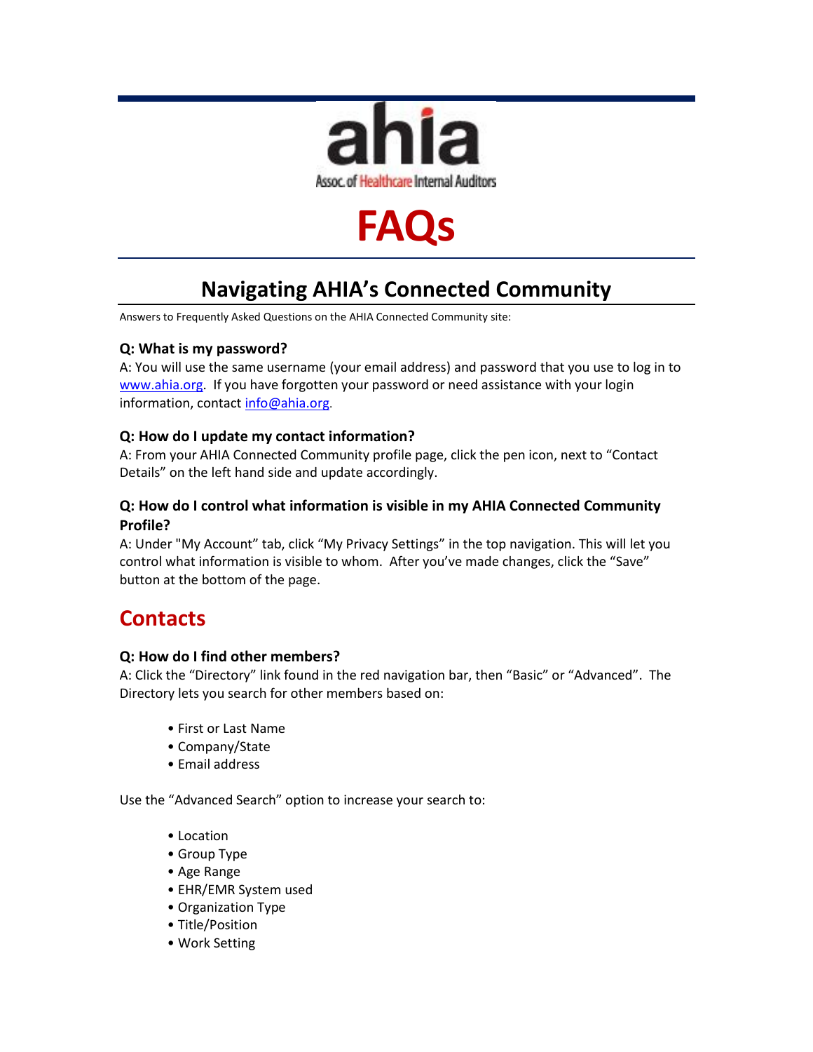ahia

Assoc. of Healthcare Internal Auditors

# FAQs

## Navigating AHIA's Connected Community

Answers to Frequently Asked Questions on the AHIA Connected Community site:

**Q: What is my password?**

A: You will use the same username (your email address) and password that you use to log in to www.ahia.org. If you have forgotten your password or need assistance with your login information, contact info@ahia.org.

**Q: How do I update my contact information?**

A: From your AHIA Connected Community profile page, click the pen icon, next to "Contact Details" on the left hand side and update accordingly.

**Q: How do I control what information is visible in my AHIA Connected Community Profile?**

A: Under "My Account" tab, click "My Privacy Settings" in the top navigation. This will let you control what information is visible to whom. After you've made changes, click the "Save" button at the bottom of the page.

## Contacts

**Q: How do I find other members?**

A: Click the "Directory" link found in the red navigation bar, then "Basic" or "Advanced". The Directory lets you search for other members based on:

- First or Last Name
- Company/State
- Email address

Use the "Advanced Search" option to increase your search to:

- Location
- Group Type
- Age Range
- EHR/EMR System used
- Organization Type
- Title/Position
- Work Setting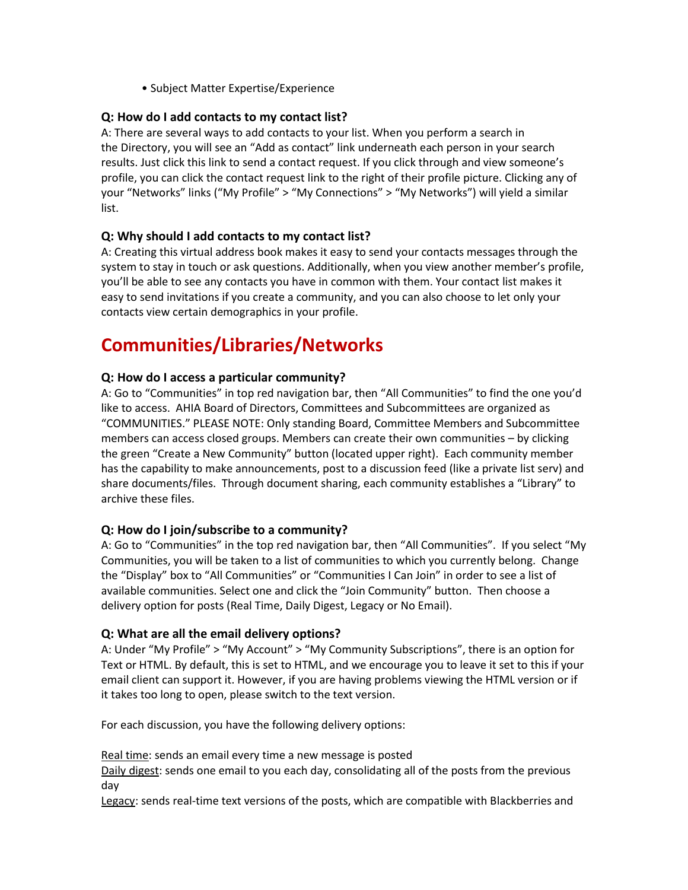- Subject Matter Expertise/Experience

### Q: How do I add contacts to my contact list?

A: There are several ways to add contacts to your list. When you perform a search in the Directory, you will see an "Add as contact" link underneath each person in your search results. Just click this link to send a contact request. If you click through and view someone's profile, you can click the contact request link to the right of their profile picture. Clicking any of your "Networks" links ("My Profile" > "My Connections" > "My Networks") will yield a similar list.

### Q: Why should I add contacts to my contact list?

A: Creating this virtual address book makes it easy to send your contacts messages through the system to stay in touch or ask questions. Additionally, when you view another member's profile, you'll be able to see any contacts you have in common with them. Your contact list makes it easy to send invitations if you create a community, and you can also choose to let only your contacts view certain demographics in your profile.

## Communities/Libraries/Networks

### Q: How do I access a particular community?

A: Go to "Communities" in top red navigation bar, then "All Communities" to find the one you'd like to access. AHIA Board of Directors, Committees and Subcommittees are organized as "COMMUNITIES." PLEASE NOTE: Only standing Board, Committee Members and Subcommittee members can access closed groups. Members can create their own communities – by clicking the green "Create a New Community" button (located upper right). Each community member has the capability to make announcements, post to a discussion feed (like a private list serv) and share documents/files. Through document sharing, each community establishes a "Library" to archive these files.

### Q: How do I join/subscribe to a community?

A: Go to "Communities" in the top red navigation bar, then "All Communities". If you select "My Communities, you will be taken to a list of communities to which you currently belong. Change the "Display" box to "All Communities" or "Communities I Can Join" in order to see a list of available communities. Select one and click the "Join Community" button. Then choose a delivery option for posts (Real Time, Daily Digest, Legacy or No Email).

### Q: What are all the email delivery options?

A: Under "My Profile" > "My Account" > "My Community Subscriptions", there is an option for Text or HTML. By default, this is set to HTML, and we encourage you to leave it set to this if your email client can support it. However, if you are having problems viewing the HTML version or if it takes too long to open, please switch to the text version.

For each discussion, you have the following delivery options:

<u>Real time</u>: sends an email every time a new message is posted
<u>Daily digest</u>: sends one email to you each day, consolidating all of the posts from the previous day
<u>Legacy</u>: sends real-time text versions of the posts, which are compatible with Blackberries and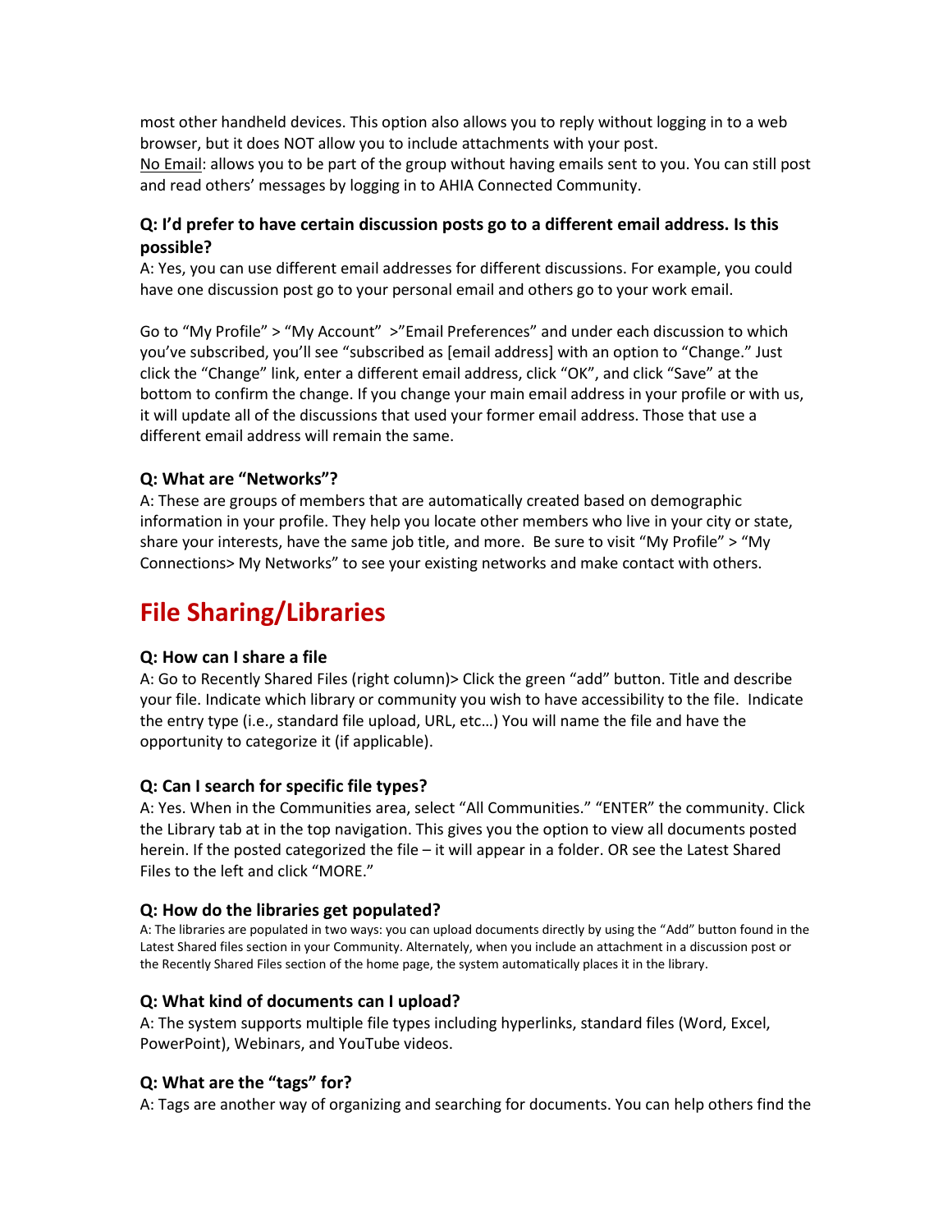most other handheld devices. This option also allows you to reply without logging in to a web browser, but it does NOT allow you to include attachments with your post.
No Email: allows you to be part of the group without having emails sent to you. You can still post and read others' messages by logging in to AHIA Connected Community.

### Q: I'd prefer to have certain discussion posts go to a different email address. Is this possible?

A: Yes, you can use different email addresses for different discussions. For example, you could have one discussion post go to your personal email and others go to your work email.

Go to "My Profile" > "My Account" >"Email Preferences" and under each discussion to which you've subscribed, you'll see "subscribed as [email address] with an option to "Change." Just click the "Change" link, enter a different email address, click "OK", and click "Save" at the bottom to confirm the change. If you change your main email address in your profile or with us, it will update all of the discussions that used your former email address. Those that use a different email address will remain the same.

### Q: What are "Networks"?

A: These are groups of members that are automatically created based on demographic information in your profile. They help you locate other members who live in your city or state, share your interests, have the same job title, and more. Be sure to visit "My Profile" > "My Connections> My Networks" to see your existing networks and make contact with others.

## File Sharing/Libraries

### Q: How can I share a file

A: Go to Recently Shared Files (right column)> Click the green "add" button. Title and describe your file. Indicate which library or community you wish to have accessibility to the file. Indicate the entry type (i.e., standard file upload, URL, etc…) You will name the file and have the opportunity to categorize it (if applicable).

### Q: Can I search for specific file types?

A: Yes. When in the Communities area, select "All Communities." "ENTER" the community. Click the Library tab at in the top navigation. This gives you the option to view all documents posted herein. If the posted categorized the file – it will appear in a folder. OR see the Latest Shared Files to the left and click "MORE."

### Q: How do the libraries get populated?

A: The libraries are populated in two ways: you can upload documents directly by using the "Add" button found in the Latest Shared files section in your Community. Alternately, when you include an attachment in a discussion post or the Recently Shared Files section of the home page, the system automatically places it in the library.

### Q: What kind of documents can I upload?

A: The system supports multiple file types including hyperlinks, standard files (Word, Excel, PowerPoint), Webinars, and YouTube videos.

### Q: What are the "tags" for?

A: Tags are another way of organizing and searching for documents. You can help others find the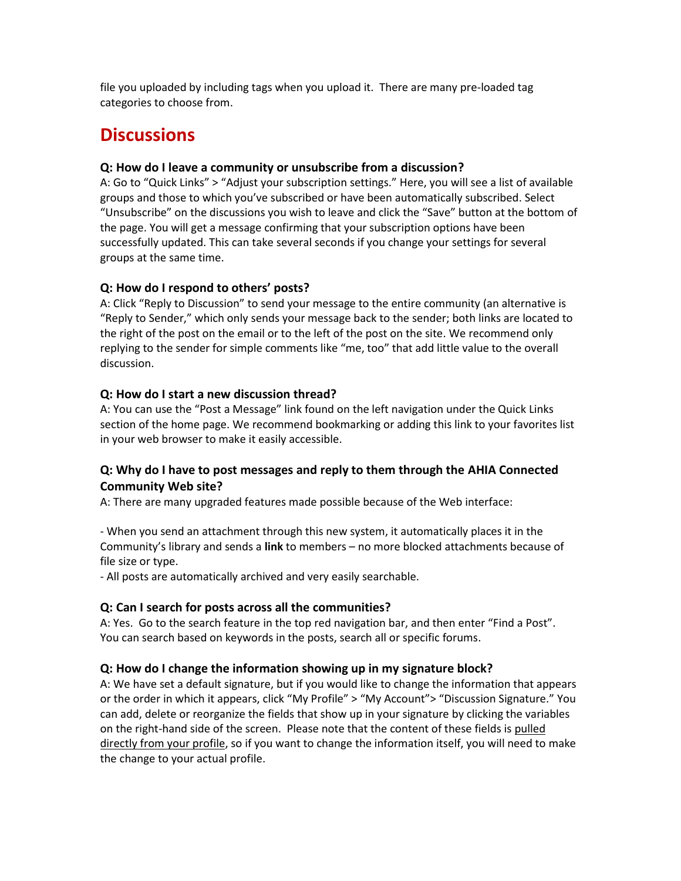file you uploaded by including tags when you upload it. There are many pre-loaded tag categories to choose from.

# Discussions

### Q: How do I leave a community or unsubscribe from a discussion?

A: Go to “Quick Links” > “Adjust your subscription settings.” Here, you will see a list of available groups and those to which you’ve subscribed or have been automatically subscribed. Select “Unsubscribe” on the discussions you wish to leave and click the “Save” button at the bottom of the page. You will get a message confirming that your subscription options have been successfully updated. This can take several seconds if you change your settings for several groups at the same time.

### Q: How do I respond to others’ posts?

A: Click “Reply to Discussion” to send your message to the entire community (an alternative is “Reply to Sender,” which only sends your message back to the sender; both links are located to the right of the post on the email or to the left of the post on the site. We recommend only replying to the sender for simple comments like “me, too” that add little value to the overall discussion.

### Q: How do I start a new discussion thread?

A: You can use the “Post a Message” link found on the left navigation under the Quick Links section of the home page. We recommend bookmarking or adding this link to your favorites list in your web browser to make it easily accessible.

### Q: Why do I have to post messages and reply to them through the AHIA Connected Community Web site?

A: There are many upgraded features made possible because of the Web interface:

- When you send an attachment through this new system, it automatically places it in the Community’s library and sends a **link** to members – no more blocked attachments because of file size or type.
- All posts are automatically archived and very easily searchable.

### Q: Can I search for posts across all the communities?

A: Yes. Go to the search feature in the top red navigation bar, and then enter “Find a Post”. You can search based on keywords in the posts, search all or specific forums.

### Q: How do I change the information showing up in my signature block?

A: We have set a default signature, but if you would like to change the information that appears or the order in which it appears, click “My Profile” > “My Account”> “Discussion Signature.” You can add, delete or reorganize the fields that show up in your signature by clicking the variables on the right-hand side of the screen. Please note that the content of these fields is pulled directly from your profile, so if you want to change the information itself, you will need to make the change to your actual profile.